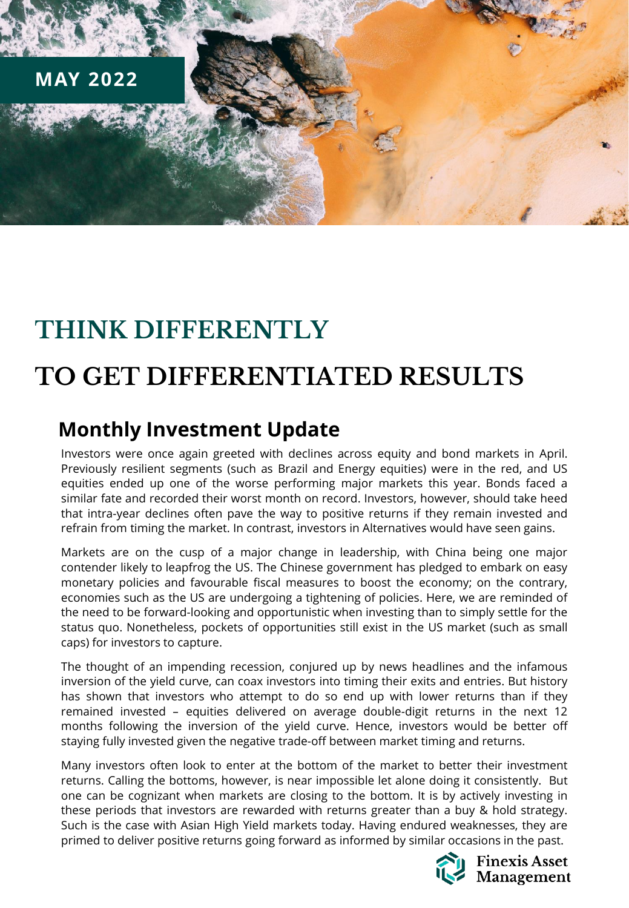**MAY 2022**

# THINK DIFFERENTLY

# TO GET DIFFERENTIATED RESULTS

## Monthly Investment Update

Investors were once again greeted with declines across equity and bond markets in April. Previously resilient segments (such as Brazil and Energy equities) were in the red, and US equities ended up one of the worse performing major markets this year. Bonds faced a similar fate and recorded their worst month on record. Investors, however, should take heed that intra-year declines often pave the way to positive returns if they remain invested and refrain from timing the market. In contrast, investors in Alternatives would have seen gains.

Markets are on the cusp of a major change in leadership, with China being one major contender likely to leapfrog the US. The Chinese government has pledged to embark on easy monetary policies and favourable fiscal measures to boost the economy; on the contrary, economies such as the US are undergoing a tightening of policies. Here, we are reminded of the need to be forward-looking and opportunistic when investing than to simply settle for the status quo. Nonetheless, pockets of opportunities still exist in the US market (such as small caps) for investors to capture.

The thought of an impending recession, conjured up by news headlines and the infamous inversion of the yield curve, can coax investors into timing their exits and entries. But history has shown that investors who attempt to do so end up with lower returns than if they remained invested – equities delivered on average double-digit returns in the next 12 months following the inversion of the yield curve. Hence, investors would be better off staying fully invested given the negative trade-off between market timing and returns.

Many investors often look to enter at the bottom of the market to better their investment returns. Calling the bottoms, however, is near impossible let alone doing it consistently. But one can be cognizant when markets are closing to the bottom. It is by actively investing in these periods that investors are rewarded with returns greater than a buy & hold strategy. Such is the case with Asian High Yield markets today. Having endured weaknesses, they are primed to deliver positive returns going forward as informed by similar occasions in the past.

Finexis Asset Management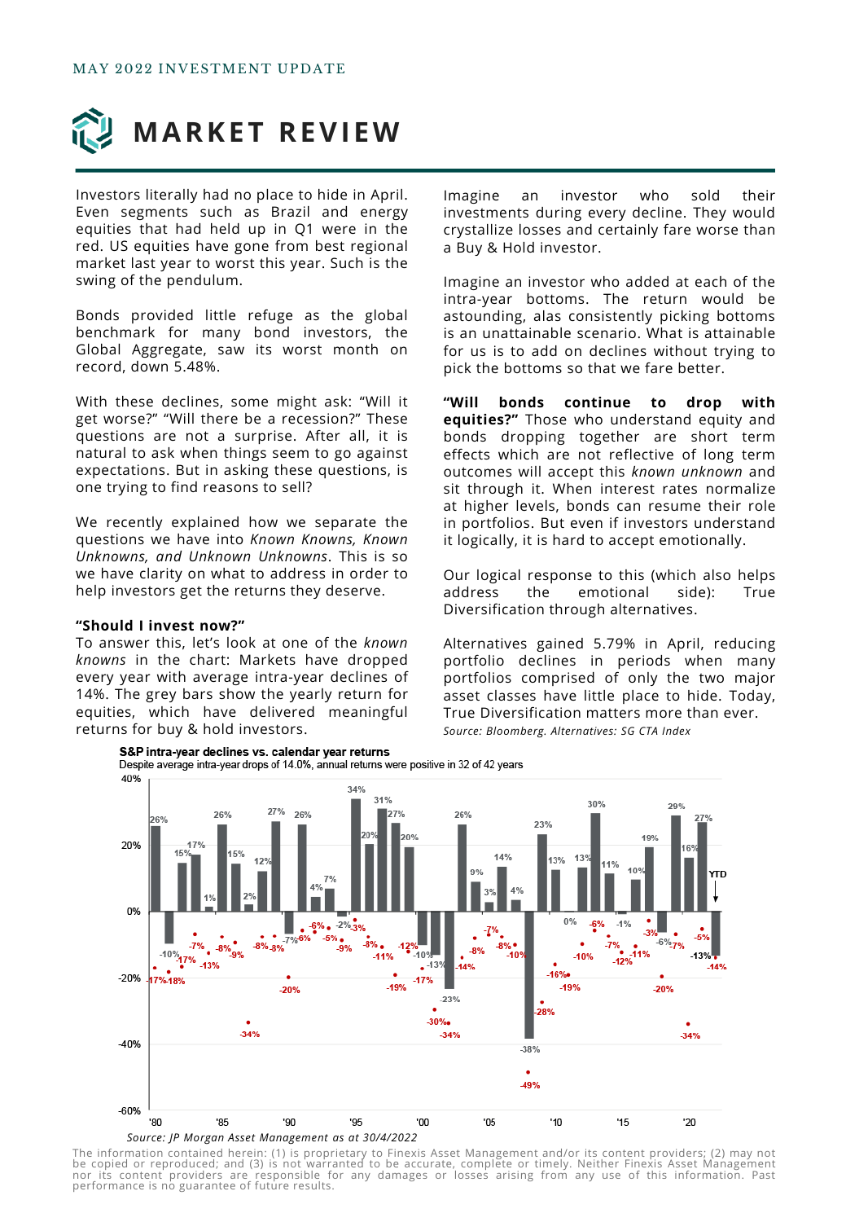MAY 2022 INVESTMENT UPDATE

# MARKET REVIEW

Investors literally had no place to hide in April. Even segments such as Brazil and energy equities that had held up in Q1 were in the red. US equities have gone from best regional market last year to worst this year. Such is the swing of the pendulum.

Bonds provided little refuge as the global benchmark for many bond investors, the Global Aggregate, saw its worst month on record, down 5.48%.

With these declines, some might ask: "Will it get worse?" "Will there be a recession?" These questions are not a surprise. After all, it is natural to ask when things seem to go against expectations. But in asking these questions, is one trying to find reasons to sell?

We recently explained how we separate the questions we have into *Known Knowns, Known Unknowns, and Unknown Unknowns*. This is so we have clarity on what to address in order to help investors get the returns they deserve.

**"Should I invest now?"**
To answer this, let's look at one of the *known knowns* in the chart: Markets have dropped every year with average intra-year declines of 14%. The grey bars show the yearly return for equities, which have delivered meaningful returns for buy & hold investors.

Imagine an investor who sold their investments during every decline. They would crystallize losses and certainly fare worse than a Buy & Hold investor.

Imagine an investor who added at each of the intra-year bottoms. The return would be astounding, alas consistently picking bottoms is an unattainable scenario. What is attainable for us is to add on declines without trying to pick the bottoms so that we fare better.

**"Will bonds continue to drop with equities?"** Those who understand equity and bonds dropping together are short term effects which are not reflective of long term outcomes will accept this *known unknown* and sit through it. When interest rates normalize at higher levels, bonds can resume their role in portfolios. But even if investors understand it logically, it is hard to accept emotionally.

Our logical response to this (which also helps address the emotional side): True Diversification through alternatives.

Alternatives gained 5.79% in April, reducing portfolio declines in periods when many portfolios comprised of only the two major asset classes have little place to hide. Today, True Diversification matters more than ever.

*Source: Bloomberg. Alternatives: SG CTA Index*

**S&P intra-year declines vs. calendar year returns**
Despite average intra-year drops of 14.0%, annual returns were positive in 32 of 42 years

*Source: JP Morgan Asset Management as at 30/4/2022*

The information contained herein: (1) is proprietary to Finexis Asset Management and/or its content providers; (2) may not be copied or reproduced; and (3) is not warranted to be accurate, complete or timely. Neither Finexis Asset Management nor its content providers are responsible for any damages or losses arising from any use of this information. Past performance is no guarantee of future results.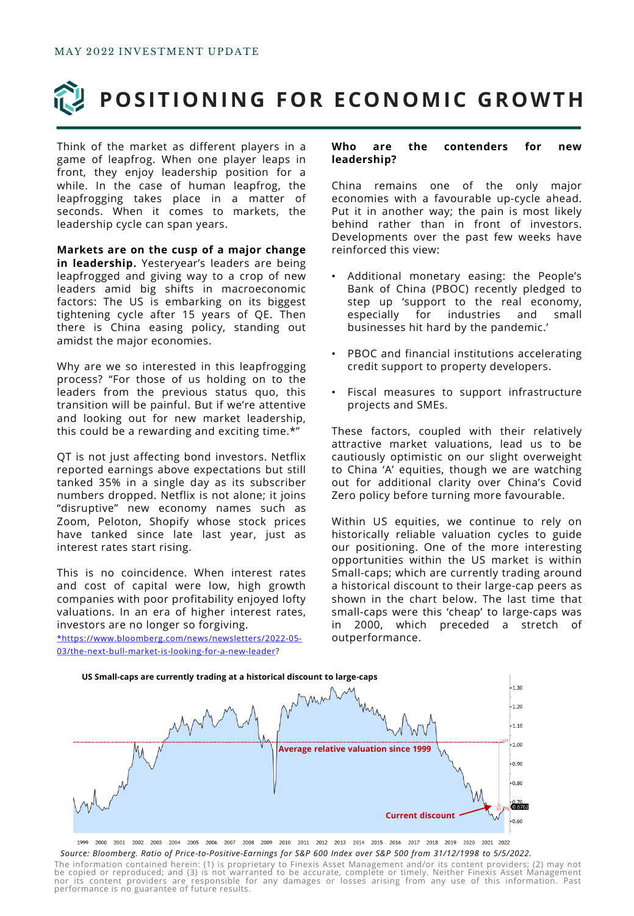MAY 2022 INVESTMENT UPDATE

# POSITIONING FOR ECONOMIC GROWTH

Think of the market as different players in a game of leapfrog. When one player leaps in front, they enjoy leadership position for a while. In the case of human leapfrog, the leapfrogging takes place in a matter of seconds. When it comes to markets, the leadership cycle can span years.

**Markets are on the cusp of a major change in leadership.** Yesteryear's leaders are being leapfrogged and giving way to a crop of new leaders amid big shifts in macroeconomic factors: The US is embarking on its biggest tightening cycle after 15 years of QE. Then there is China easing policy, standing out amidst the major economies.

Why are we so interested in this leapfrogging process? "For those of us holding on to the leaders from the previous status quo, this transition will be painful. But if we're attentive and looking out for new market leadership, this could be a rewarding and exciting time.*"

QT is not just affecting bond investors. Netflix reported earnings above expectations but still tanked 35% in a single day as its subscriber numbers dropped. Netflix is not alone; it joins "disruptive" new economy names such as Zoom, Peloton, Shopify whose stock prices have tanked since late last year, just as interest rates start rising.

This is no coincidence. When interest rates and cost of capital were low, high growth companies with poor profitability enjoyed lofty valuations. In an era of higher interest rates, investors are no longer so forgiving.

*https://www.bloomberg.com/news/newsletters/2022-05-03/the-next-bull-market-is-looking-for-a-new-leader?

**Who are the contenders for new leadership?**

China remains one of the only major economies with a favourable up-cycle ahead. Put it in another way; the pain is most likely behind rather than in front of investors. Developments over the past few weeks have reinforced this view:

- Additional monetary easing: the People's Bank of China (PBOC) recently pledged to step up 'support to the real economy, especially for industries and small businesses hit hard by the pandemic.'
- PBOC and financial institutions accelerating credit support to property developers.
- Fiscal measures to support infrastructure projects and SMEs.

These factors, coupled with their relatively attractive market valuations, lead us to be cautiously optimistic on our slight overweight to China 'A' equities, though we are watching out for additional clarity over China's Covid Zero policy before turning more favourable.

Within US equities, we continue to rely on historically reliable valuation cycles to guide our positioning. One of the more interesting opportunities within the US market is within Small-caps; which are currently trading around a historical discount to their large-cap peers as shown in the chart below. The last time that small-caps were this 'cheap' to large-caps was in 2000, which preceded a stretch of outperformance.

**US Small-caps are currently trading at a historical discount to large-caps**

*Source: Bloomberg. Ratio of Price-to-Positive-Earnings for S&P 600 Index over S&P 500 from 31/12/1998 to 5/5/2022.*

The information contained herein: (1) is proprietary to Finexis Asset Management and/or its content providers; (2) may not be copied or reproduced; and (3) is not warranted to be accurate, complete or timely. Neither Finexis Asset Management nor its content providers are responsible for any damages or losses arising from any use of this information. Past performance is no guarantee of future results.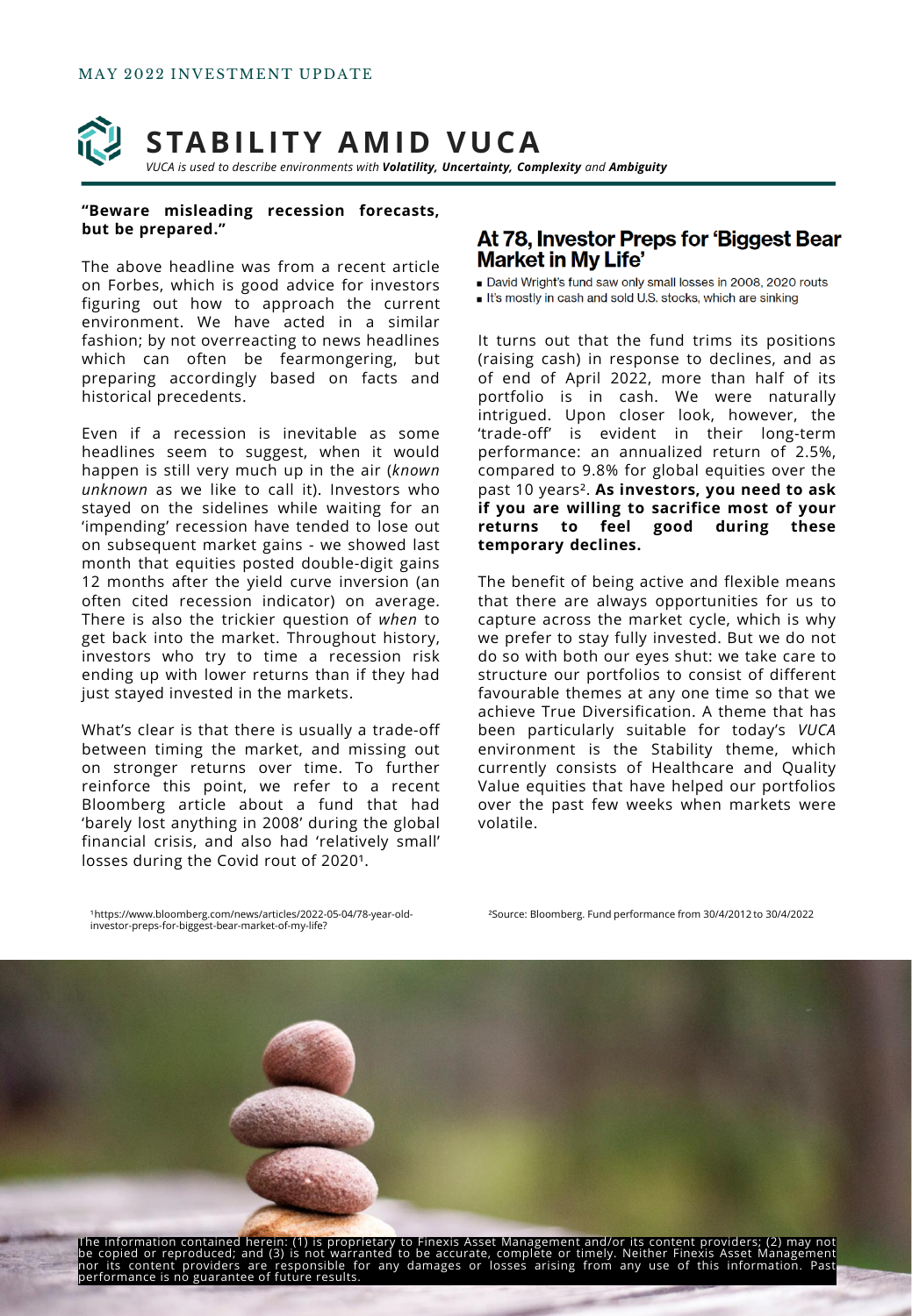MAY 2022 INVESTMENT UPDATE

# STABILITY AMID VUCA

*VUCA is used to describe environments with **Volatility, Uncertainty, Complexity** and **Ambiguity***

**"Beware misleading recession forecasts, but be prepared."**

The above headline was from a recent article on Forbes, which is good advice for investors figuring out how to approach the current environment. We have acted in a similar fashion; by not overreacting to news headlines which can often be fearmongering, but preparing accordingly based on facts and historical precedents.

Even if a recession is inevitable as some headlines seem to suggest, when it would happen is still very much up in the air (*known unknown* as we like to call it). Investors who stayed on the sidelines while waiting for an 'impending' recession have tended to lose out on subsequent market gains - we showed last month that equities posted double-digit gains 12 months after the yield curve inversion (an often cited recession indicator) on average. There is also the trickier question of *when* to get back into the market. Throughout history, investors who try to time a recession risk ending up with lower returns than if they had just stayed invested in the markets.

What's clear is that there is usually a trade-off between timing the market, and missing out on stronger returns over time. To further reinforce this point, we refer to a recent Bloomberg article about a fund that had 'barely lost anything in 2008' during the global financial crisis, and also had 'relatively small' losses during the Covid rout of 2020[1].

## At 78, Investor Preps for 'Biggest Bear Market in My Life'

- David Wright's fund saw only small losses in 2008, 2020 routs
- It's mostly in cash and sold U.S. stocks, which are sinking

It turns out that the fund trims its positions (raising cash) in response to declines, and as of end of April 2022, more than half of its portfolio is in cash. We were naturally intrigued. Upon closer look, however, the 'trade-off' is evident in their long-term performance: an annualized return of 2.5%, compared to 9.8% for global equities over the past 10 years[2]. **As investors, you need to ask if you are willing to sacrifice most of your returns to feel good during these temporary declines.**

The benefit of being active and flexible means that there are always opportunities for us to capture across the market cycle, which is why we prefer to stay fully invested. But we do not do so with both our eyes shut: we take care to structure our portfolios to consist of different favourable themes at any one time so that we achieve True Diversification. A theme that has been particularly suitable for today's *VUCA* environment is the Stability theme, which currently consists of Healthcare and Quality Value equities that have helped our portfolios over the past few weeks when markets were volatile.

[1]https://www.bloomberg.com/news/articles/2022-05-04/78-year-old-investor-preps-for-biggest-bear-market-of-my-life?

[2]Source: Bloomberg. Fund performance from 30/4/2012 to 30/4/2022

The information contained herein: (1) is proprietary to Finexis Asset Management and/or its content providers; (2) may not be copied or reproduced; and (3) is not warranted to be accurate, complete or timely. Neither Finexis Asset Management nor its content providers are responsible for any damages or losses arising from any use of this information. Past performance is no guarantee of future results.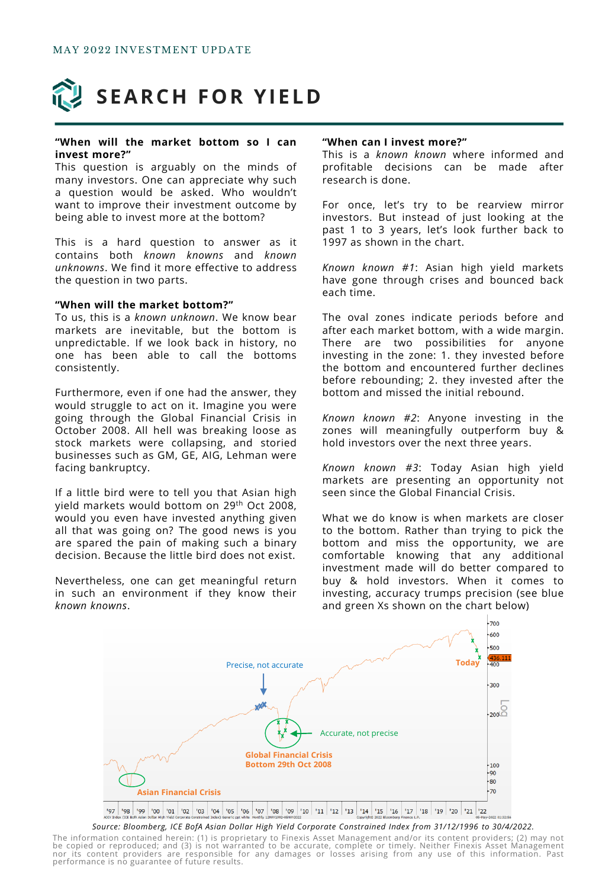MAY 2022 INVESTMENT UPDATE

# SEARCH FOR YIELD

**"When will the market bottom so I can invest more?"**
This question is arguably on the minds of many investors. One can appreciate why such a question would be asked. Who wouldn't want to improve their investment outcome by being able to invest more at the bottom?

This is a hard question to answer as it contains both *known knowns* and *known unknowns*. We find it more effective to address the question in two parts.

**"When will the market bottom?"**
To us, this is a *known unknown*. We know bear markets are inevitable, but the bottom is unpredictable. If we look back in history, no one has been able to call the bottoms consistently.

Furthermore, even if one had the answer, they would struggle to act on it. Imagine you were going through the Global Financial Crisis in October 2008. All hell was breaking loose as stock markets were collapsing, and storied businesses such as GM, GE, AIG, Lehman were facing bankruptcy.

If a little bird were to tell you that Asian high yield markets would bottom on 29th Oct 2008, would you even have invested anything given all that was going on? The good news is you are spared the pain of making such a binary decision. Because the little bird does not exist.

Nevertheless, one can get meaningful return in such an environment if they know their *known knowns*.

**"When can I invest more?"**
This is a *known known* where informed and profitable decisions can be made after research is done.

For once, let's try to be rearview mirror investors. But instead of just looking at the past 1 to 3 years, let's look further back to 1997 as shown in the chart.

*Known known #1*: Asian high yield markets have gone through crises and bounced back each time.

The oval zones indicate periods before and after each market bottom, with a wide margin. There are two possibilities for anyone investing in the zone: 1. they invested before the bottom and encountered further declines before rebounding; 2. they invested after the bottom and missed the initial rebound.

*Known known #2*: Anyone investing in the zones will meaningfully outperform buy & hold investors over the next three years.

*Known known #3*: Today Asian high yield markets are presenting an opportunity not seen since the Global Financial Crisis.

What we do know is when markets are closer to the bottom. Rather than trying to pick the bottom and miss the opportunity, we are comfortable knowing that any additional investment made will do better compared to buy & hold investors. When it comes to investing, accuracy trumps precision (see blue and green Xs shown on the chart below)

*Source: Bloomberg, ICE BofA Asian Dollar High Yield Corporate Constrained Index from 31/12/1996 to 30/4/2022.*

The information contained herein: (1) is proprietary to Finexis Asset Management and/or its content providers; (2) may not be copied or reproduced; and (3) is not warranted to be accurate, complete or timely. Neither Finexis Asset Management nor its content providers are responsible for any damages or losses arising from any use of this information. Past performance is no guarantee of future results.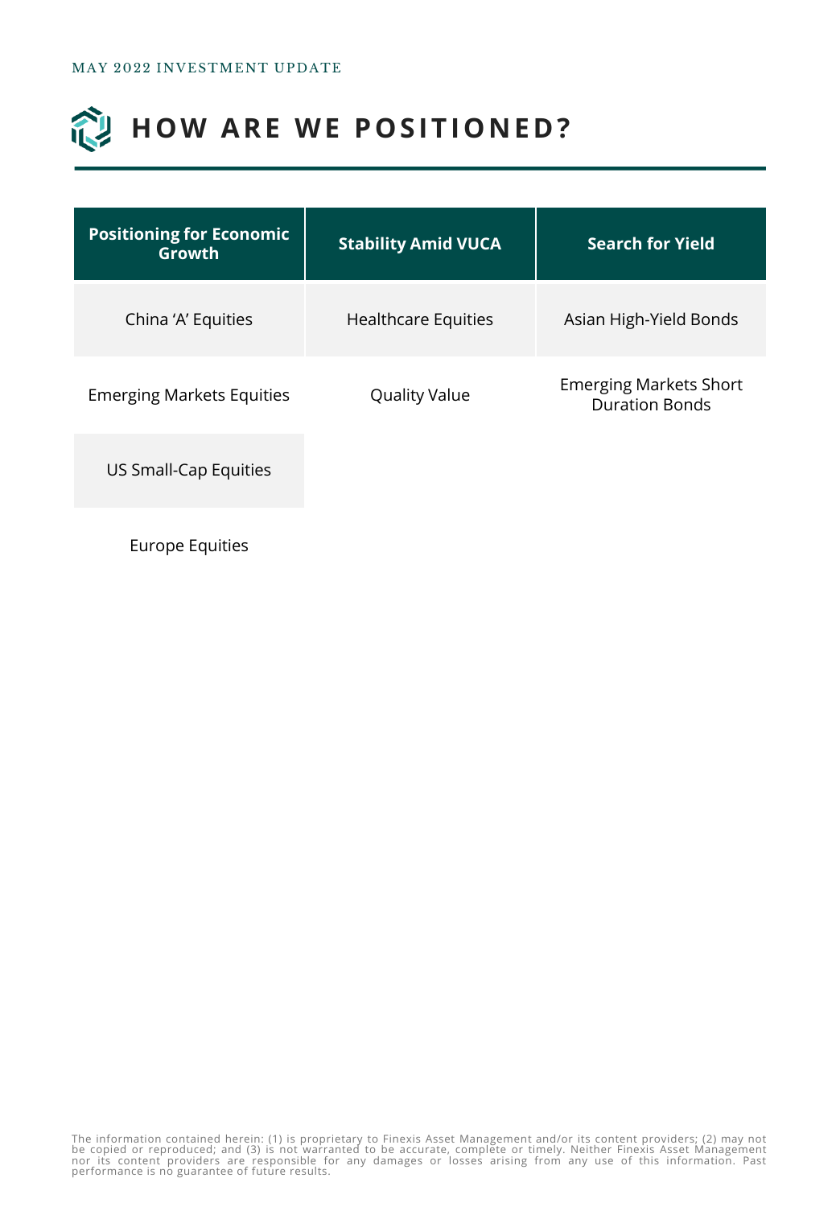MAY 2022 INVESTMENT UPDATE

# HOW ARE WE POSITIONED?

| Positioning for Economic Growth | Stability Amid VUCA | Search for Yield |
| --- | --- | --- |
| China ‘A’ Equities | Healthcare Equities | Asian High-Yield Bonds |
| Emerging Markets Equities | Quality Value | Emerging Markets Short Duration Bonds |
| US Small-Cap Equities | | |
| Europe Equities | | |

The information contained herein: (1) is proprietary to Finexis Asset Management and/or its content providers; (2) may not be copied or reproduced; and (3) is not warranted to be accurate, complete or timely. Neither Finexis Asset Management nor its content providers are responsible for any damages or losses arising from any use of this information. Past performance is no guarantee of future results.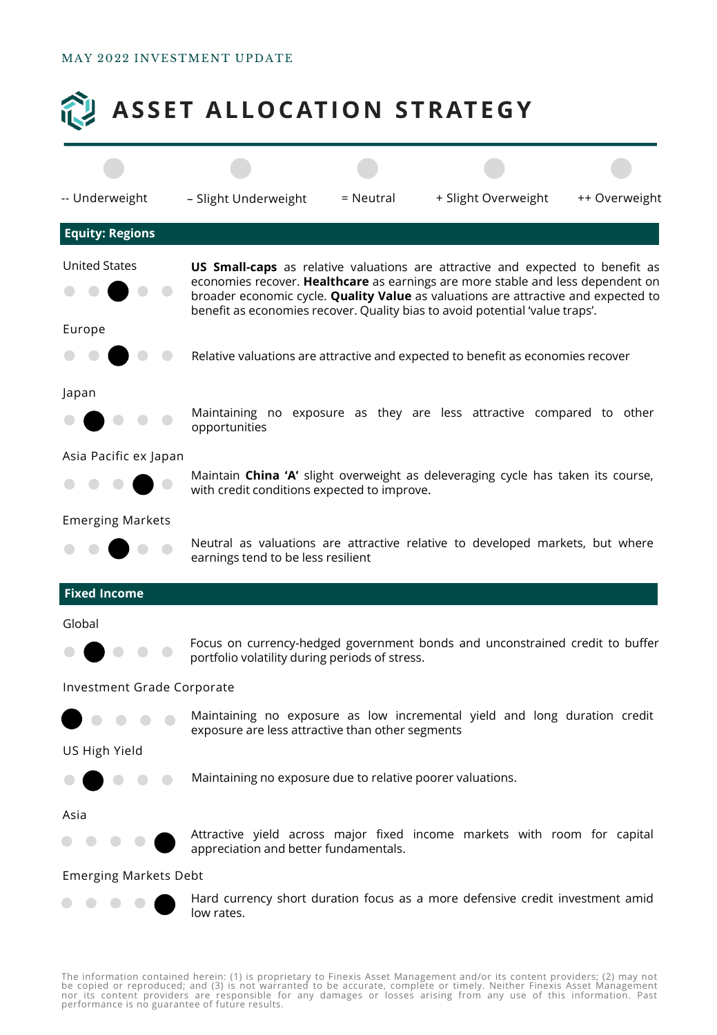# ASSET ALLOCATION STRATEGY

Legend: -- Underweight | – Slight Underweight | = Neutral | + Slight Overweight | ++ Overweight

## Equity: Regions

| Region | Position | Comment |
| --- | --- | --- |
| United States | = Neutral | **US Small-caps** as relative valuations are attractive and expected to benefit as economies recover. **Healthcare** as earnings are more stable and less dependent on broader economic cycle. **Quality Value** as valuations are attractive and expected to benefit as economies recover. Quality bias to avoid potential 'value traps'. |
| Europe | = Neutral | Relative valuations are attractive and expected to benefit as economies recover |
| Japan | – Slight Underweight | Maintaining no exposure as they are less attractive compared to other opportunities |
| Asia Pacific ex Japan | + Slight Overweight | Maintain **China 'A'** slight overweight as deleveraging cycle has taken its course, with credit conditions expected to improve. |
| Emerging Markets | = Neutral | Neutral as valuations are attractive relative to developed markets, but where earnings tend to be less resilient |

## Fixed Income

| Segment | Position | Comment |
| --- | --- | --- |
| Global | – Slight Underweight | Focus on currency-hedged government bonds and unconstrained credit to buffer portfolio volatility during periods of stress. |
| Investment Grade Corporate | -- Underweight | Maintaining no exposure as low incremental yield and long duration credit exposure are less attractive than other segments |
| US High Yield | – Slight Underweight | Maintaining no exposure due to relative poorer valuations. |
| Asia | ++ Overweight | Attractive yield across major fixed income markets with room for capital appreciation and better fundamentals. |
| Emerging Markets Debt | ++ Overweight | Hard currency short duration focus as a more defensive credit investment amid low rates. |

The information contained herein: (1) is proprietary to Finexis Asset Management and/or its content providers; (2) may not be copied or reproduced; and (3) is not warranted to be accurate, complete or timely. Neither Finexis Asset Management nor its content providers are responsible for any damages or losses arising from any use of this information. Past performance is no guarantee of future results.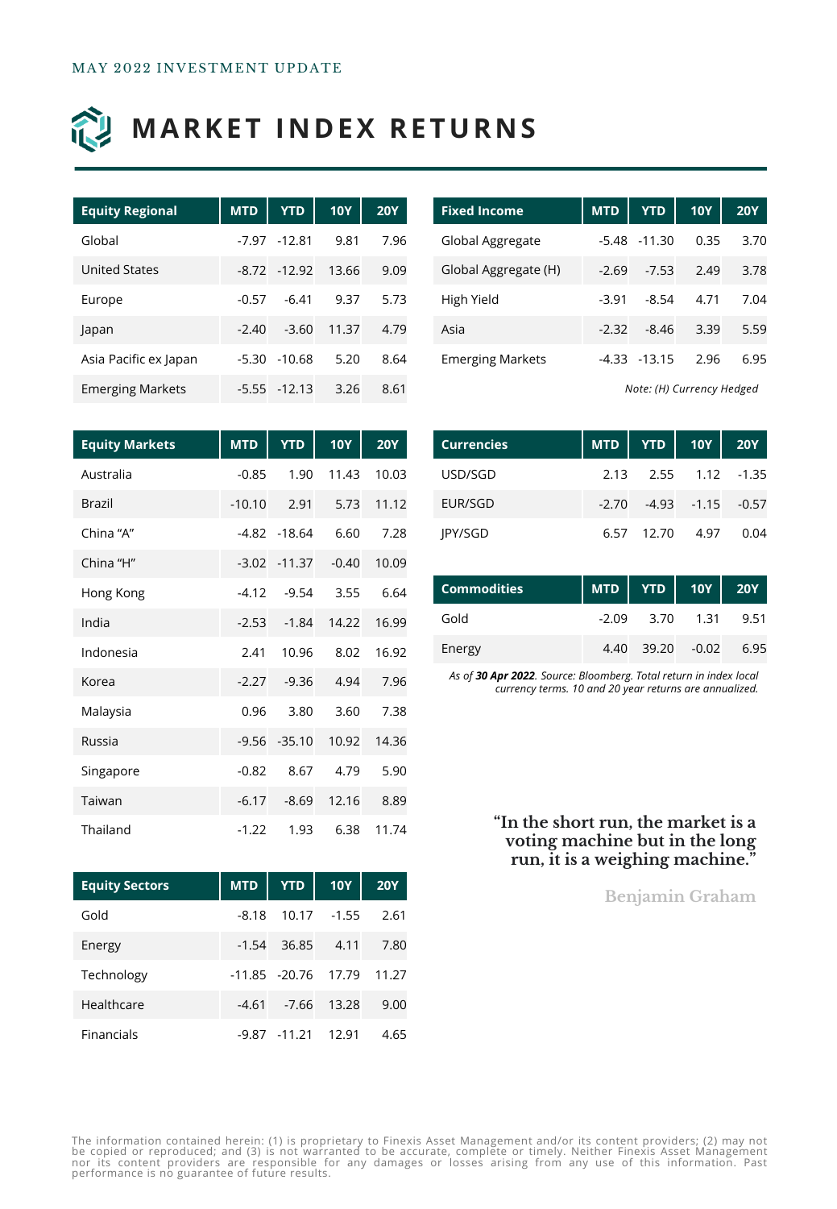MAY 2022 INVESTMENT UPDATE

# MARKET INDEX RETURNS

| Equity Regional | MTD | YTD | 10Y | 20Y |
|---|---|---|---|---|
| Global | -7.97 | -12.81 | 9.81 | 7.96 |
| United States | -8.72 | -12.92 | 13.66 | 9.09 |
| Europe | -0.57 | -6.41 | 9.37 | 5.73 |
| Japan | -2.40 | -3.60 | 11.37 | 4.79 |
| Asia Pacific ex Japan | -5.30 | -10.68 | 5.20 | 8.64 |
| Emerging Markets | -5.55 | -12.13 | 3.26 | 8.61 |

| Equity Markets | MTD | YTD | 10Y | 20Y |
|---|---|---|---|---|
| Australia | -0.85 | 1.90 | 11.43 | 10.03 |
| Brazil | -10.10 | 2.91 | 5.73 | 11.12 |
| China "A" | -4.82 | -18.64 | 6.60 | 7.28 |
| China "H" | -3.02 | -11.37 | -0.40 | 10.09 |
| Hong Kong | -4.12 | -9.54 | 3.55 | 6.64 |
| India | -2.53 | -1.84 | 14.22 | 16.99 |
| Indonesia | 2.41 | 10.96 | 8.02 | 16.92 |
| Korea | -2.27 | -9.36 | 4.94 | 7.96 |
| Malaysia | 0.96 | 3.80 | 3.60 | 7.38 |
| Russia | -9.56 | -35.10 | 10.92 | 14.36 |
| Singapore | -0.82 | 8.67 | 4.79 | 5.90 |
| Taiwan | -6.17 | -8.69 | 12.16 | 8.89 |
| Thailand | -1.22 | 1.93 | 6.38 | 11.74 |

| Equity Sectors | MTD | YTD | 10Y | 20Y |
|---|---|---|---|---|
| Gold | -8.18 | 10.17 | -1.55 | 2.61 |
| Energy | -1.54 | 36.85 | 4.11 | 7.80 |
| Technology | -11.85 | -20.76 | 17.79 | 11.27 |
| Healthcare | -4.61 | -7.66 | 13.28 | 9.00 |
| Financials | -9.87 | -11.21 | 12.91 | 4.65 |

| Fixed Income | MTD | YTD | 10Y | 20Y |
|---|---|---|---|---|
| Global Aggregate | -5.48 | -11.30 | 0.35 | 3.70 |
| Global Aggregate (H) | -2.69 | -7.53 | 2.49 | 3.78 |
| High Yield | -3.91 | -8.54 | 4.71 | 7.04 |
| Asia | -2.32 | -8.46 | 3.39 | 5.59 |
| Emerging Markets | -4.33 | -13.15 | 2.96 | 6.95 |

*Note: (H) Currency Hedged*

| Currencies | MTD | YTD | 10Y | 20Y |
|---|---|---|---|---|
| USD/SGD | 2.13 | 2.55 | 1.12 | -1.35 |
| EUR/SGD | -2.70 | -4.93 | -1.15 | -0.57 |
| JPY/SGD | 6.57 | 12.70 | 4.97 | 0.04 |

| Commodities | MTD | YTD | 10Y | 20Y |
|---|---|---|---|---|
| Gold | -2.09 | 3.70 | 1.31 | 9.51 |
| Energy | 4.40 | 39.20 | -0.02 | 6.95 |

*As of **30 Apr 2022**. Source: Bloomberg. Total return in index local currency terms. 10 and 20 year returns are annualized.*

**"In the short run, the market is a voting machine but in the long run, it is a weighing machine."**

**Benjamin Graham**

The information contained herein: (1) is proprietary to Finexis Asset Management and/or its content providers; (2) may not be copied or reproduced; and (3) is not warranted to be accurate, complete or timely. Neither Finexis Asset Management nor its content providers are responsible for any damages or losses arising from any use of this information. Past performance is no guarantee of future results.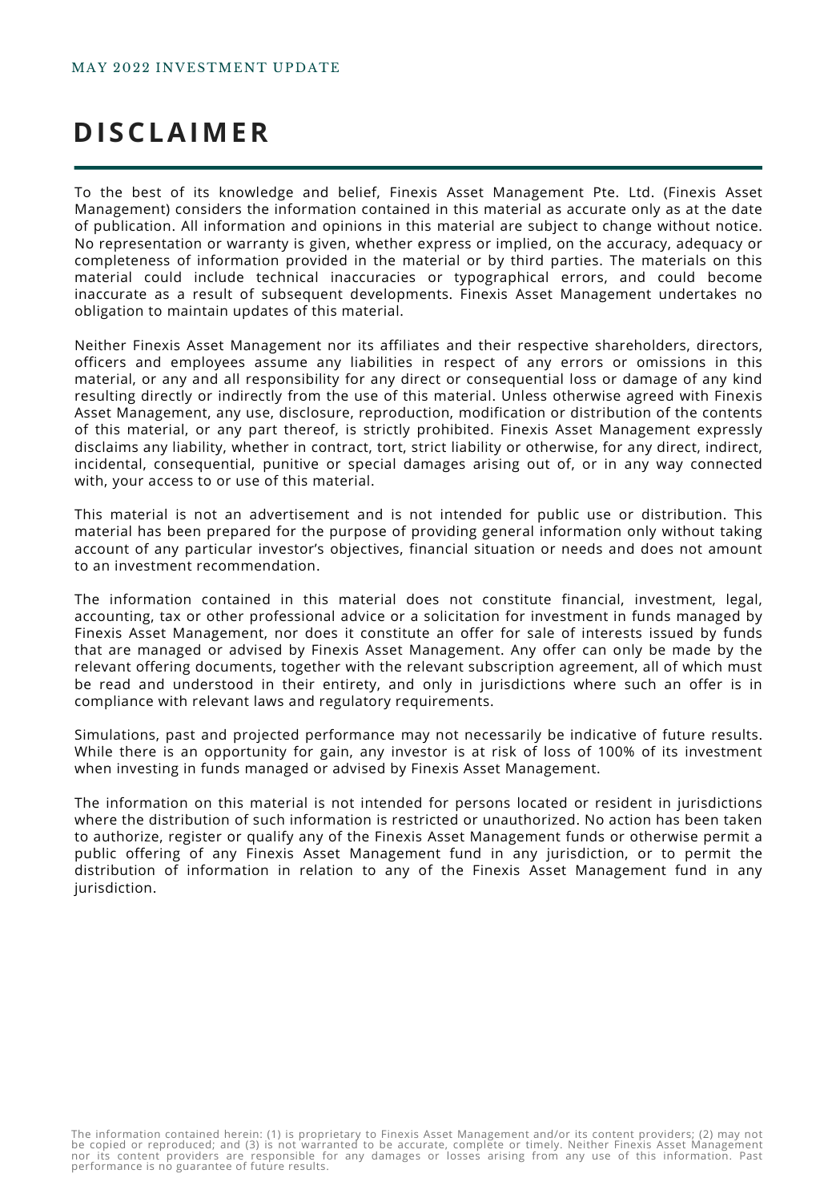# DISCLAIMER

To the best of its knowledge and belief, Finexis Asset Management Pte. Ltd. (Finexis Asset Management) considers the information contained in this material as accurate only as at the date of publication. All information and opinions in this material are subject to change without notice. No representation or warranty is given, whether express or implied, on the accuracy, adequacy or completeness of information provided in the material or by third parties. The materials on this material could include technical inaccuracies or typographical errors, and could become inaccurate as a result of subsequent developments. Finexis Asset Management undertakes no obligation to maintain updates of this material.

Neither Finexis Asset Management nor its affiliates and their respective shareholders, directors, officers and employees assume any liabilities in respect of any errors or omissions in this material, or any and all responsibility for any direct or consequential loss or damage of any kind resulting directly or indirectly from the use of this material. Unless otherwise agreed with Finexis Asset Management, any use, disclosure, reproduction, modification or distribution of the contents of this material, or any part thereof, is strictly prohibited. Finexis Asset Management expressly disclaims any liability, whether in contract, tort, strict liability or otherwise, for any direct, indirect, incidental, consequential, punitive or special damages arising out of, or in any way connected with, your access to or use of this material.

This material is not an advertisement and is not intended for public use or distribution. This material has been prepared for the purpose of providing general information only without taking account of any particular investor's objectives, financial situation or needs and does not amount to an investment recommendation.

The information contained in this material does not constitute financial, investment, legal, accounting, tax or other professional advice or a solicitation for investment in funds managed by Finexis Asset Management, nor does it constitute an offer for sale of interests issued by funds that are managed or advised by Finexis Asset Management. Any offer can only be made by the relevant offering documents, together with the relevant subscription agreement, all of which must be read and understood in their entirety, and only in jurisdictions where such an offer is in compliance with relevant laws and regulatory requirements.

Simulations, past and projected performance may not necessarily be indicative of future results. While there is an opportunity for gain, any investor is at risk of loss of 100% of its investment when investing in funds managed or advised by Finexis Asset Management.

The information on this material is not intended for persons located or resident in jurisdictions where the distribution of such information is restricted or unauthorized. No action has been taken to authorize, register or qualify any of the Finexis Asset Management funds or otherwise permit a public offering of any Finexis Asset Management fund in any jurisdiction, or to permit the distribution of information in relation to any of the Finexis Asset Management fund in any jurisdiction.

The information contained herein: (1) is proprietary to Finexis Asset Management and/or its content providers; (2) may not be copied or reproduced; and (3) is not warranted to be accurate, complete or timely. Neither Finexis Asset Management nor its content providers are responsible for any damages or losses arising from any use of this information. Past performance is no guarantee of future results.